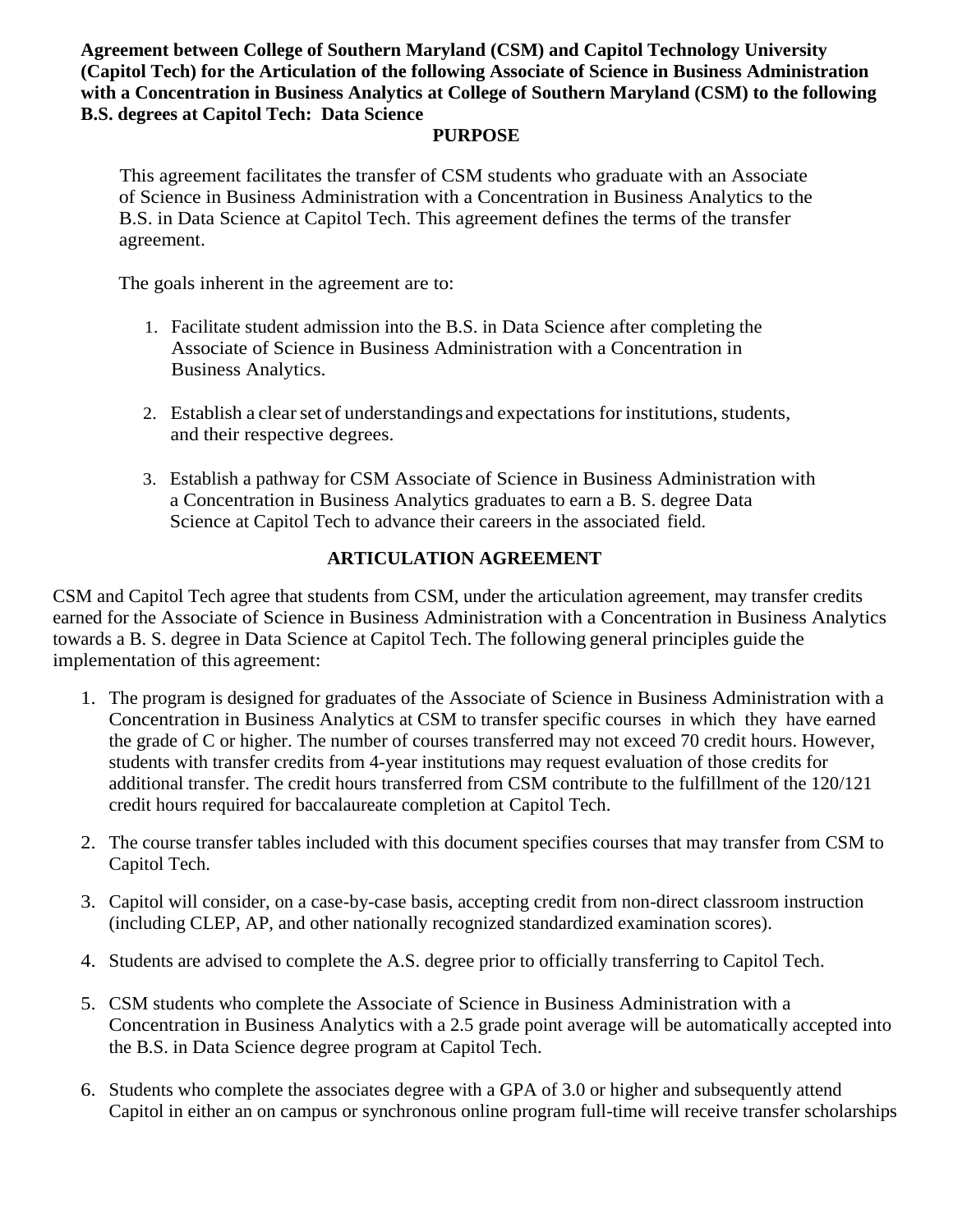**Agreement between College of Southern Maryland (CSM) and Capitol Technology University (Capitol Tech) for the Articulation of the following Associate of Science in Business Administration with a Concentration in Business Analytics at College of Southern Maryland (CSM) to the following B.S. degrees at Capitol Tech: Data Science**

## PURPOSE

This agreement facilitates the transfer of CSM students who graduate with an Associate of Science in Business Administration with a Concentration in Business Analytics to the B.S. in Data Science at Capitol Tech. This agreement defines the terms of the transfer agreement.

The goals inherent in the agreement are to:

1. Facilitate student admission into the B.S. in Data Science after completing the Associate of Science in Business Administration with a Concentration in Business Analytics.

2. Establish a clear set of understandings and expectations for institutions, students, and their respective degrees.

3. Establish a pathway for CSM Associate of Science in Business Administration with a Concentration in Business Analytics graduates to earn a B. S. degree Data Science at Capitol Tech to advance their careers in the associated field.

## ARTICULATION AGREEMENT

CSM and Capitol Tech agree that students from CSM, under the articulation agreement, may transfer credits earned for the Associate of Science in Business Administration with a Concentration in Business Analytics towards a B. S. degree in Data Science at Capitol Tech. The following general principles guide the implementation of this agreement:

1. The program is designed for graduates of the Associate of Science in Business Administration with a Concentration in Business Analytics at CSM to transfer specific courses in which they have earned the grade of C or higher. The number of courses transferred may not exceed 70 credit hours. However, students with transfer credits from 4-year institutions may request evaluation of those credits for additional transfer. The credit hours transferred from CSM contribute to the fulfillment of the 120/121 credit hours required for baccalaureate completion at Capitol Tech.

2. The course transfer tables included with this document specifies courses that may transfer from CSM to Capitol Tech.

3. Capitol will consider, on a case-by-case basis, accepting credit from non-direct classroom instruction (including CLEP, AP, and other nationally recognized standardized examination scores).

4. Students are advised to complete the A.S. degree prior to officially transferring to Capitol Tech.

5. CSM students who complete the Associate of Science in Business Administration with a Concentration in Business Analytics with a 2.5 grade point average will be automatically accepted into the B.S. in Data Science degree program at Capitol Tech.

6. Students who complete the associates degree with a GPA of 3.0 or higher and subsequently attend Capitol in either an on campus or synchronous online program full-time will receive transfer scholarships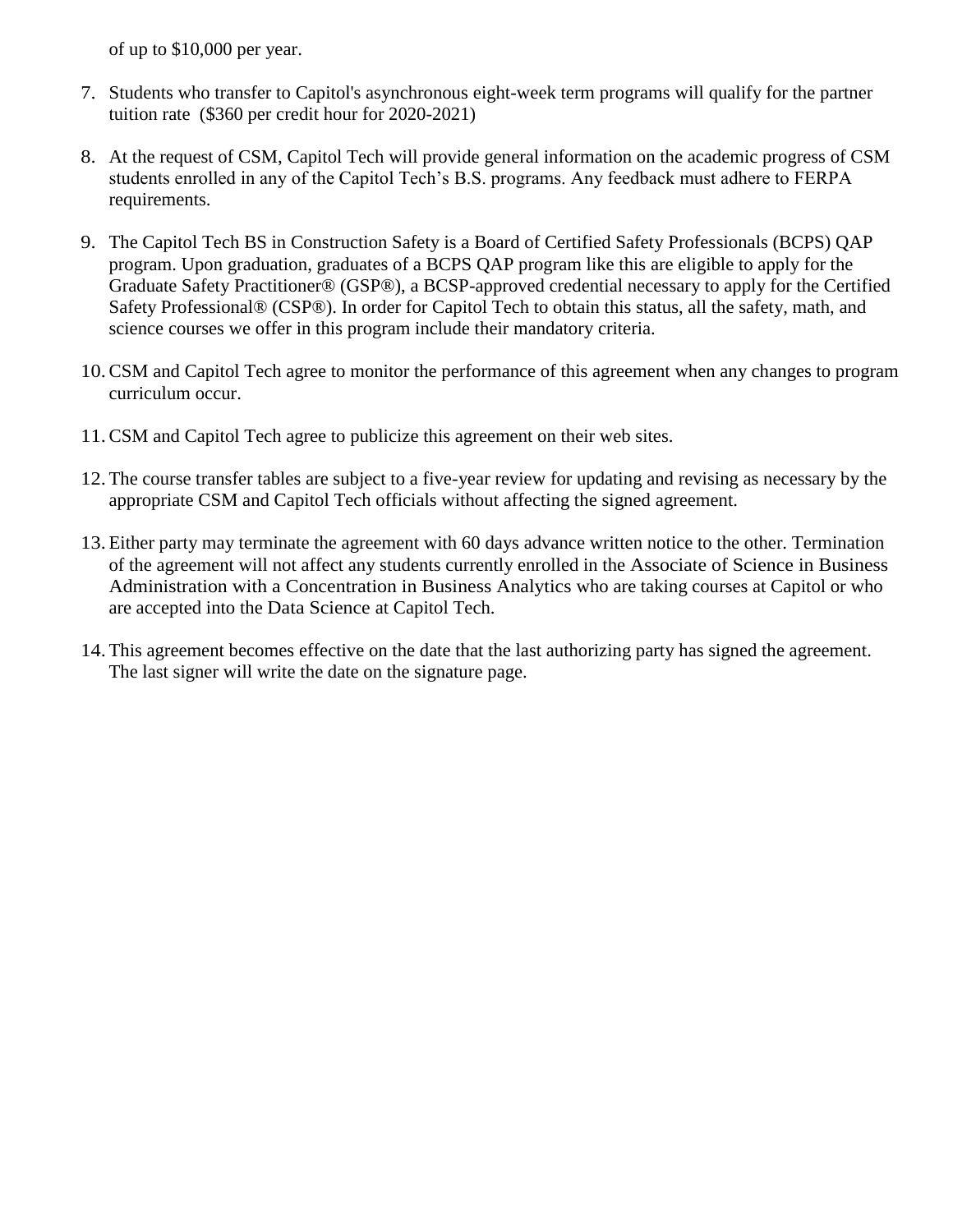of up to $10,000 per year.

7. Students who transfer to Capitol's asynchronous eight-week term programs will qualify for the partner tuition rate  ($360 per credit hour for 2020-2021)

8. At the request of CSM, Capitol Tech will provide general information on the academic progress of CSM students enrolled in any of the Capitol Tech's B.S. programs. Any feedback must adhere to FERPA requirements.

9. The Capitol Tech BS in Construction Safety is a Board of Certified Safety Professionals (BCPS) QAP program. Upon graduation, graduates of a BCPS QAP program like this are eligible to apply for the Graduate Safety Practitioner® (GSP®), a BCSP-approved credential necessary to apply for the Certified Safety Professional® (CSP®). In order for Capitol Tech to obtain this status, all the safety, math, and science courses we offer in this program include their mandatory criteria.

10. CSM and Capitol Tech agree to monitor the performance of this agreement when any changes to program curriculum occur.

11. CSM and Capitol Tech agree to publicize this agreement on their web sites.

12. The course transfer tables are subject to a five-year review for updating and revising as necessary by the appropriate CSM and Capitol Tech officials without affecting the signed agreement.

13. Either party may terminate the agreement with 60 days advance written notice to the other. Termination of the agreement will not affect any students currently enrolled in the Associate of Science in Business Administration with a Concentration in Business Analytics who are taking courses at Capitol or who are accepted into the Data Science at Capitol Tech.

14. This agreement becomes effective on the date that the last authorizing party has signed the agreement. The last signer will write the date on the signature page.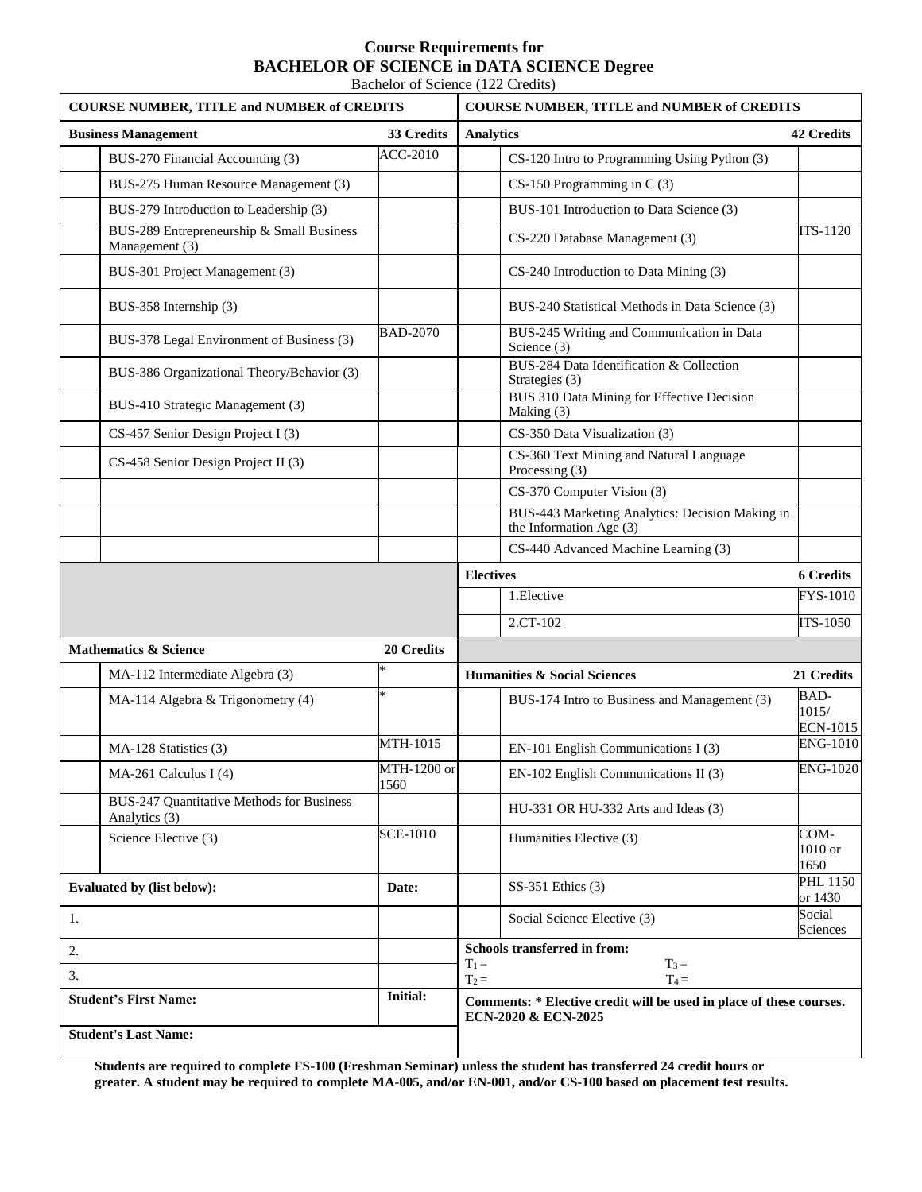# Course Requirements for
# BACHELOR OF SCIENCE in DATA SCIENCE Degree

Bachelor of Science (122 Credits)

| COURSE NUMBER, TITLE and NUMBER of CREDITS | | | COURSE NUMBER, TITLE and NUMBER of CREDITS | | |
|---|---|---|---|---|---|
| **Business Management** | | **33 Credits** | **Analytics** | | **42 Credits** |
| | BUS-270 Financial Accounting (3) | ACC-2010 | | CS-120 Intro to Programming Using Python (3) | |
| | BUS-275 Human Resource Management (3) | | | CS-150 Programming in C (3) | |
| | BUS-279 Introduction to Leadership (3) | | | BUS-101 Introduction to Data Science (3) | |
| | BUS-289 Entrepreneurship & Small Business Management (3) | | | CS-220 Database Management (3) | ITS-1120 |
| | BUS-301 Project Management (3) | | | CS-240 Introduction to Data Mining (3) | |
| | BUS-358 Internship (3) | | | BUS-240 Statistical Methods in Data Science (3) | |
| | BUS-378 Legal Environment of Business (3) | BAD-2070 | | BUS-245 Writing and Communication in Data Science (3) | |
| | BUS-386 Organizational Theory/Behavior (3) | | | BUS-284 Data Identification & Collection Strategies (3) | |
| | BUS-410 Strategic Management (3) | | | BUS 310 Data Mining for Effective Decision Making (3) | |
| | CS-457 Senior Design Project I (3) | | | CS-350 Data Visualization (3) | |
| | CS-458 Senior Design Project II (3) | | | CS-360 Text Mining and Natural Language Processing (3) | |
| | | | | CS-370 Computer Vision (3) | |
| | | | | BUS-443 Marketing Analytics: Decision Making in the Information Age (3) | |
| | | | | CS-440 Advanced Machine Learning (3) | |
| | | | **Electives** | | **6 Credits** |
| | | | | 1.Elective | FYS-1010 |
| | | | | 2.CT-102 | ITS-1050 |
| **Mathematics & Science** | | **20 Credits** | | | |
| | MA-112 Intermediate Algebra (3) | * | **Humanities & Social Sciences** | | **21 Credits** |
| | MA-114 Algebra & Trigonometry (4) | * | | BUS-174 Intro to Business and Management (3) | BAD-1015/ ECN-1015 |
| | MA-128 Statistics (3) | MTH-1015 | | EN-101 English Communications I (3) | ENG-1010 |
| | MA-261 Calculus I (4) | MTH-1200 or 1560 | | EN-102 English Communications II (3) | ENG-1020 |
| | BUS-247 Quantitative Methods for Business Analytics (3) | | | HU-331 OR HU-332 Arts and Ideas (3) | |
| | Science Elective (3) | SCE-1010 | | Humanities Elective (3) | COM-1010 or 1650 |
| **Evaluated by (list below):** | | **Date:** | | SS-351 Ethics (3) | PHL 1150 or 1430 |
| 1. | | | | Social Science Elective (3) | Social Sciences |
| 2. | | | **Schools transferred in from:** $T_1$ = $T_3$ = | | |
| 3. | | | $T_2$ = $T_4$ = | | |
| **Student's First Name:** | | **Initial:** | **Comments: * Elective credit will be used in place of these courses. ECN-2020 & ECN-2025** | | |
| **Student's Last Name:** | | | | | |

**Students are required to complete FS-100 (Freshman Seminar) unless the student has transferred 24 credit hours or greater. A student may be required to complete MA-005, and/or EN-001, and/or CS-100 based on placement test results.**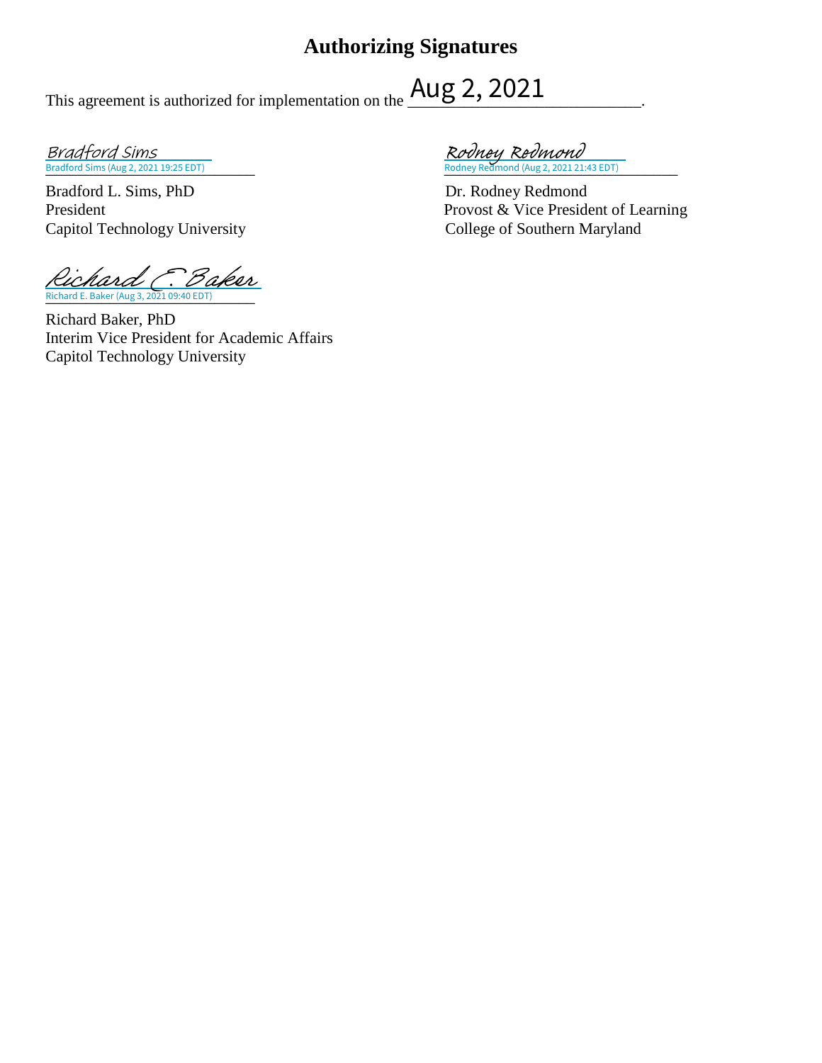## Authorizing Signatures

This agreement is authorized for implementation on the Aug 2, 2021.

Bradford Sims
Bradford Sims (Aug 2, 2021 19:25 EDT)

Bradford L. Sims, PhD
President
Capitol Technology University

Rodney Redmond
Rodney Redmond (Aug 2, 2021 21:43 EDT)

Dr. Rodney Redmond
Provost & Vice President of Learning
College of Southern Maryland

Richard E. Baker
Richard E. Baker (Aug 3, 2021 09:40 EDT)

Richard Baker, PhD
Interim Vice President for Academic Affairs
Capitol Technology University